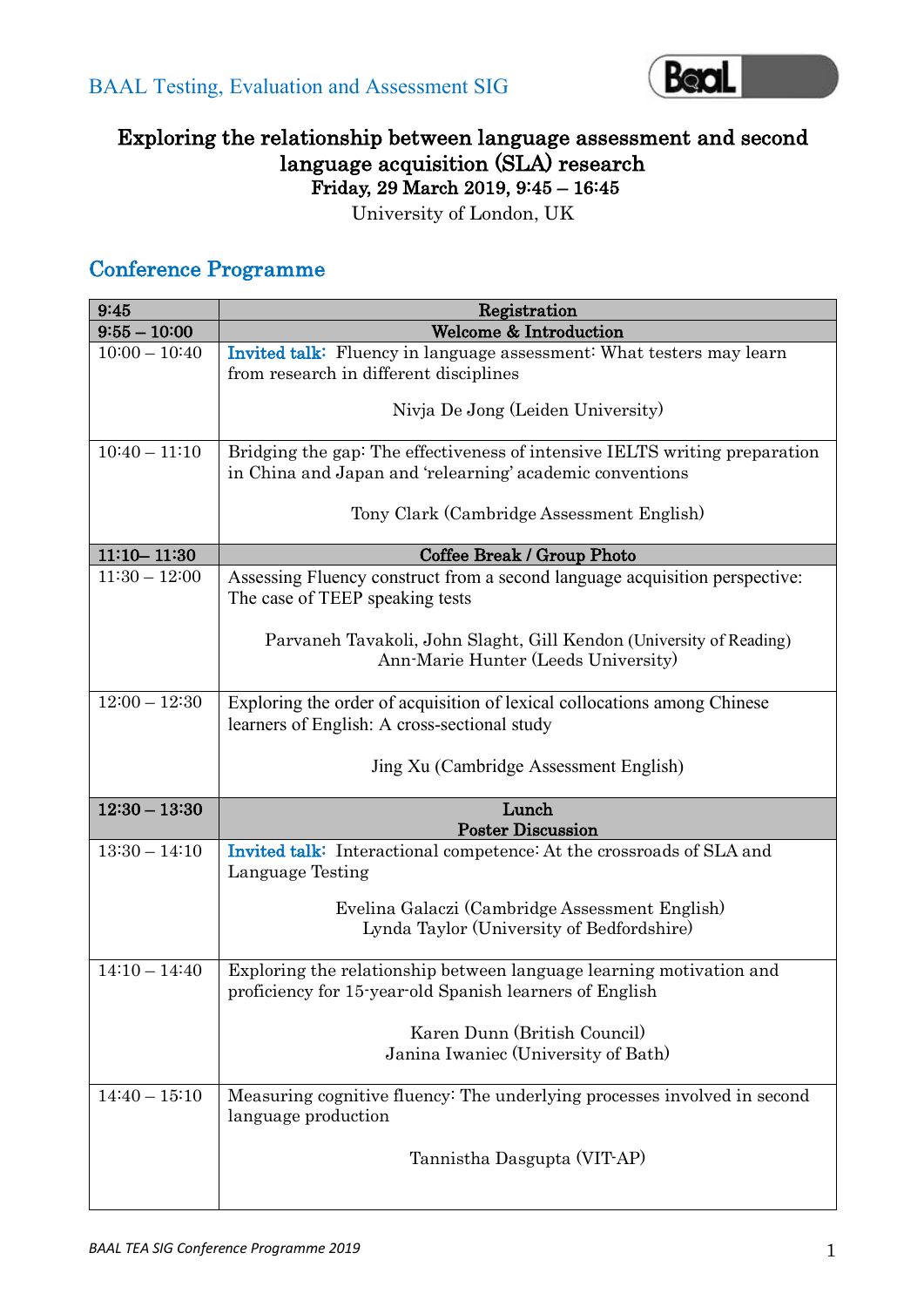BAAL Testing, Evaluation and Assessment SIG

# Exploring the relationship between language assessment and second language acquisition (SLA) research

**Friday, 29 March 2019, 9:45 – 16:45**

University of London, UK

## Conference Programme

| 9:45 | Registration |
|---|---|
| 9:55 – 10:00 | Welcome & Introduction |
| 10:00 – 10:40 | Invited talk: Fluency in language assessment: What testers may learn from research in different disciplines<br><br>Nivja De Jong (Leiden University) |
| 10:40 – 11:10 | Bridging the gap: The effectiveness of intensive IELTS writing preparation in China and Japan and 'relearning' academic conventions<br><br>Tony Clark (Cambridge Assessment English) |
| 11:10– 11:30 | Coffee Break / Group Photo |
| 11:30 – 12:00 | Assessing Fluency construct from a second language acquisition perspective: The case of TEEP speaking tests<br><br>Parvaneh Tavakoli, John Slaght, Gill Kendon (University of Reading)<br>Ann-Marie Hunter (Leeds University) |
| 12:00 – 12:30 | Exploring the order of acquisition of lexical collocations among Chinese learners of English: A cross-sectional study<br><br>Jing Xu (Cambridge Assessment English) |
| 12:30 – 13:30 | Lunch<br>Poster Discussion |
| 13:30 – 14:10 | Invited talk: Interactional competence: At the crossroads of SLA and Language Testing<br><br>Evelina Galaczi (Cambridge Assessment English)<br>Lynda Taylor (University of Bedfordshire) |
| 14:10 – 14:40 | Exploring the relationship between language learning motivation and proficiency for 15-year-old Spanish learners of English<br><br>Karen Dunn (British Council)<br>Janina Iwaniec (University of Bath) |
| 14:40 – 15:10 | Measuring cognitive fluency: The underlying processes involved in second language production<br><br>Tannistha Dasgupta (VIT-AP) |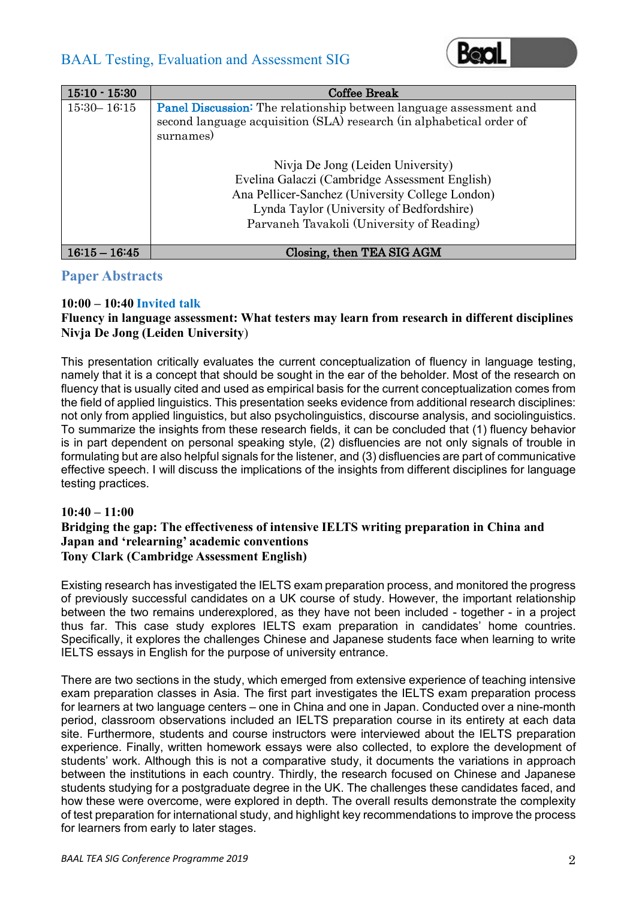| 15:10 - 15:30 | Coffee Break |
|---|---|
| 15:30– 16:15 | Panel Discussion: The relationship between language assessment and second language acquisition (SLA) research (in alphabetical order of surnames)<br><br>Nivja De Jong (Leiden University)<br>Evelina Galaczi (Cambridge Assessment English)<br>Ana Pellicer-Sanchez (University College London)<br>Lynda Taylor (University of Bedfordshire)<br>Parvaneh Tavakoli (University of Reading) |
| 16:15 – 16:45 | Closing, then TEA SIG AGM |

## Paper Abstracts

**10:00 – 10:40 Invited talk**

**Fluency in language assessment: What testers may learn from research in different disciplines**
**Nivja De Jong (Leiden University)**

This presentation critically evaluates the current conceptualization of fluency in language testing, namely that it is a concept that should be sought in the ear of the beholder. Most of the research on fluency that is usually cited and used as empirical basis for the current conceptualization comes from the field of applied linguistics. This presentation seeks evidence from additional research disciplines: not only from applied linguistics, but also psycholinguistics, discourse analysis, and sociolinguistics. To summarize the insights from these research fields, it can be concluded that (1) fluency behavior is in part dependent on personal speaking style, (2) disfluencies are not only signals of trouble in formulating but are also helpful signals for the listener, and (3) disfluencies are part of communicative effective speech. I will discuss the implications of the insights from different disciplines for language testing practices.

**10:40 – 11:00**

**Bridging the gap: The effectiveness of intensive IELTS writing preparation in China and Japan and 'relearning' academic conventions**
**Tony Clark (Cambridge Assessment English)**

Existing research has investigated the IELTS exam preparation process, and monitored the progress of previously successful candidates on a UK course of study. However, the important relationship between the two remains underexplored, as they have not been included - together - in a project thus far. This case study explores IELTS exam preparation in candidates' home countries. Specifically, it explores the challenges Chinese and Japanese students face when learning to write IELTS essays in English for the purpose of university entrance.

There are two sections in the study, which emerged from extensive experience of teaching intensive exam preparation classes in Asia. The first part investigates the IELTS exam preparation process for learners at two language centers – one in China and one in Japan. Conducted over a nine-month period, classroom observations included an IELTS preparation course in its entirety at each data site. Furthermore, students and course instructors were interviewed about the IELTS preparation experience. Finally, written homework essays were also collected, to explore the development of students' work. Although this is not a comparative study, it documents the variations in approach between the institutions in each country. Thirdly, the research focused on Chinese and Japanese students studying for a postgraduate degree in the UK. The challenges these candidates faced, and how these were overcome, were explored in depth. The overall results demonstrate the complexity of test preparation for international study, and highlight key recommendations to improve the process for learners from early to later stages.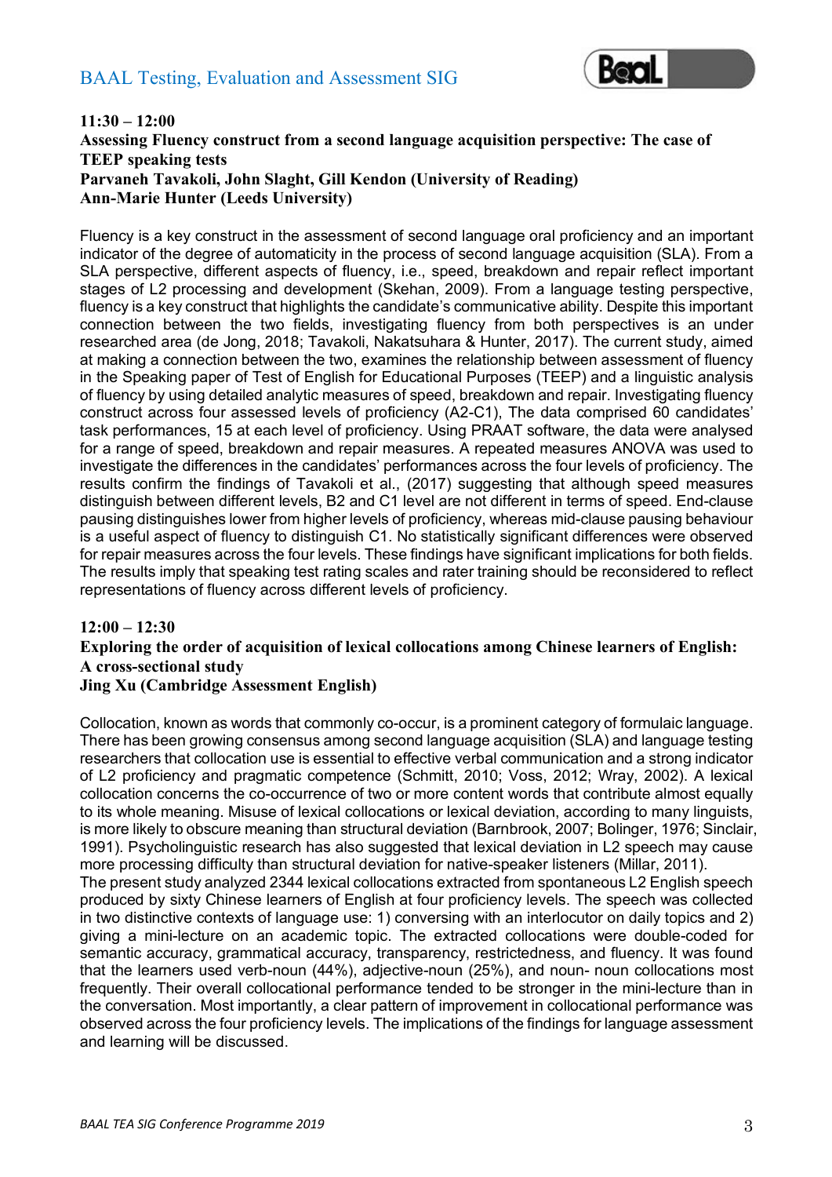**11:30 – 12:00**

**Assessing Fluency construct from a second language acquisition perspective: The case of TEEP speaking tests**

**Parvaneh Tavakoli, John Slaght, Gill Kendon (University of Reading)**

**Ann-Marie Hunter (Leeds University)**

Fluency is a key construct in the assessment of second language oral proficiency and an important indicator of the degree of automaticity in the process of second language acquisition (SLA). From a SLA perspective, different aspects of fluency, i.e., speed, breakdown and repair reflect important stages of L2 processing and development (Skehan, 2009). From a language testing perspective, fluency is a key construct that highlights the candidate's communicative ability. Despite this important connection between the two fields, investigating fluency from both perspectives is an under researched area (de Jong, 2018; Tavakoli, Nakatsuhara & Hunter, 2017). The current study, aimed at making a connection between the two, examines the relationship between assessment of fluency in the Speaking paper of Test of English for Educational Purposes (TEEP) and a linguistic analysis of fluency by using detailed analytic measures of speed, breakdown and repair. Investigating fluency construct across four assessed levels of proficiency (A2-C1), The data comprised 60 candidates' task performances, 15 at each level of proficiency. Using PRAAT software, the data were analysed for a range of speed, breakdown and repair measures. A repeated measures ANOVA was used to investigate the differences in the candidates' performances across the four levels of proficiency. The results confirm the findings of Tavakoli et al., (2017) suggesting that although speed measures distinguish between different levels, B2 and C1 level are not different in terms of speed. End-clause pausing distinguishes lower from higher levels of proficiency, whereas mid-clause pausing behaviour is a useful aspect of fluency to distinguish C1. No statistically significant differences were observed for repair measures across the four levels. These findings have significant implications for both fields. The results imply that speaking test rating scales and rater training should be reconsidered to reflect representations of fluency across different levels of proficiency.

**12:00 – 12:30**

**Exploring the order of acquisition of lexical collocations among Chinese learners of English: A cross-sectional study**

**Jing Xu (Cambridge Assessment English)**

Collocation, known as words that commonly co-occur, is a prominent category of formulaic language. There has been growing consensus among second language acquisition (SLA) and language testing researchers that collocation use is essential to effective verbal communication and a strong indicator of L2 proficiency and pragmatic competence (Schmitt, 2010; Voss, 2012; Wray, 2002). A lexical collocation concerns the co-occurrence of two or more content words that contribute almost equally to its whole meaning. Misuse of lexical collocations or lexical deviation, according to many linguists, is more likely to obscure meaning than structural deviation (Barnbrook, 2007; Bolinger, 1976; Sinclair, 1991). Psycholinguistic research has also suggested that lexical deviation in L2 speech may cause more processing difficulty than structural deviation for native-speaker listeners (Millar, 2011).

The present study analyzed 2344 lexical collocations extracted from spontaneous L2 English speech produced by sixty Chinese learners of English at four proficiency levels. The speech was collected in two distinctive contexts of language use: 1) conversing with an interlocutor on daily topics and 2) giving a mini-lecture on an academic topic. The extracted collocations were double-coded for semantic accuracy, grammatical accuracy, transparency, restrictedness, and fluency. It was found that the learners used verb-noun (44%), adjective-noun (25%), and noun- noun collocations most frequently. Their overall collocational performance tended to be stronger in the mini-lecture than in the conversation. Most importantly, a clear pattern of improvement in collocational performance was observed across the four proficiency levels. The implications of the findings for language assessment and learning will be discussed.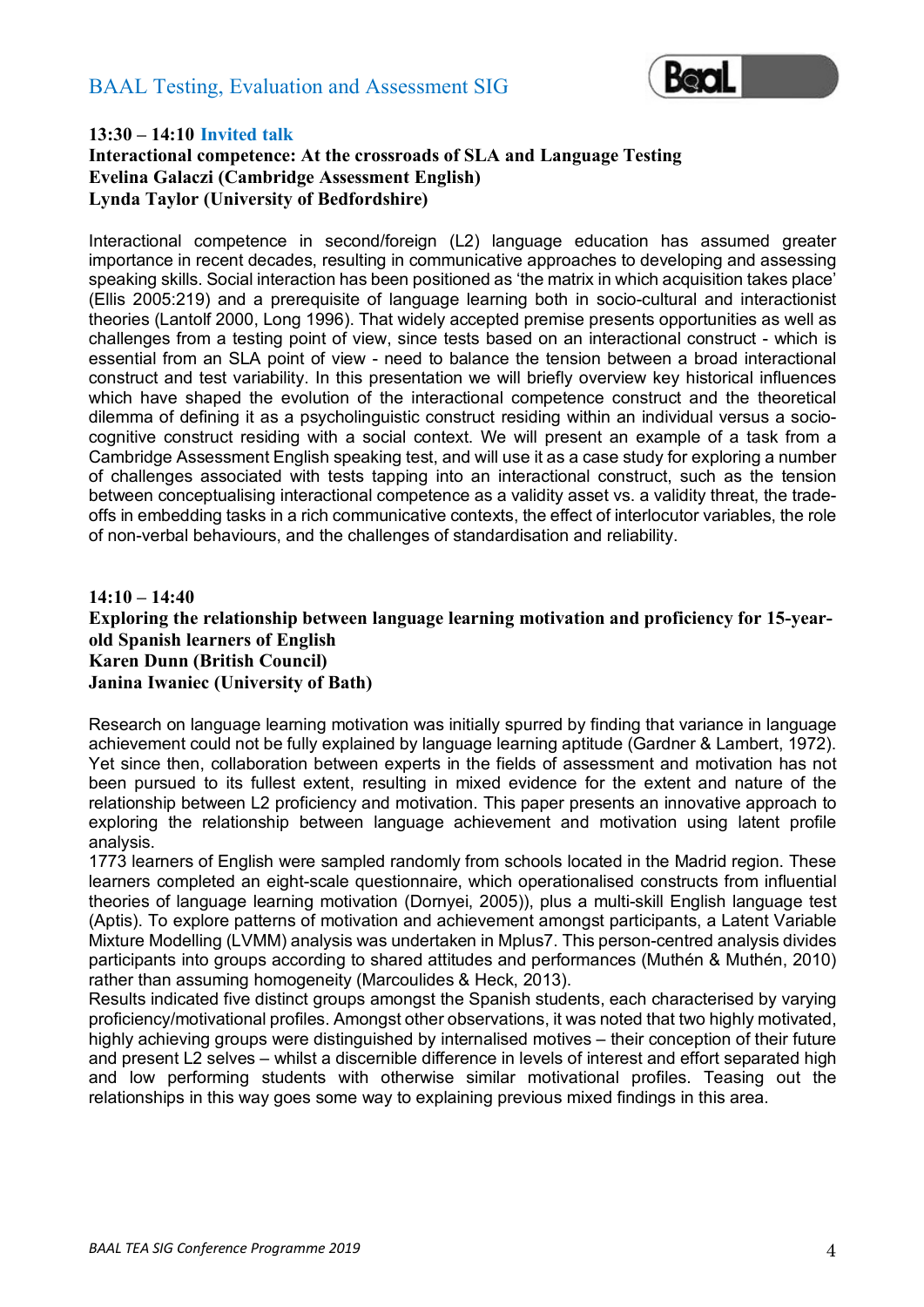**13:30 – 14:10 Invited talk**

**Interactional competence: At the crossroads of SLA and Language Testing**
**Evelina Galaczi (Cambridge Assessment English)**
**Lynda Taylor (University of Bedfordshire)**

Interactional competence in second/foreign (L2) language education has assumed greater importance in recent decades, resulting in communicative approaches to developing and assessing speaking skills. Social interaction has been positioned as 'the matrix in which acquisition takes place' (Ellis 2005:219) and a prerequisite of language learning both in socio-cultural and interactionist theories (Lantolf 2000, Long 1996). That widely accepted premise presents opportunities as well as challenges from a testing point of view, since tests based on an interactional construct - which is essential from an SLA point of view - need to balance the tension between a broad interactional construct and test variability. In this presentation we will briefly overview key historical influences which have shaped the evolution of the interactional competence construct and the theoretical dilemma of defining it as a psycholinguistic construct residing within an individual versus a socio-cognitive construct residing with a social context. We will present an example of a task from a Cambridge Assessment English speaking test, and will use it as a case study for exploring a number of challenges associated with tests tapping into an interactional construct, such as the tension between conceptualising interactional competence as a validity asset vs. a validity threat, the trade-offs in embedding tasks in a rich communicative contexts, the effect of interlocutor variables, the role of non-verbal behaviours, and the challenges of standardisation and reliability.

**14:10 – 14:40**

**Exploring the relationship between language learning motivation and proficiency for 15-year-old Spanish learners of English**
**Karen Dunn (British Council)**
**Janina Iwaniec (University of Bath)**

Research on language learning motivation was initially spurred by finding that variance in language achievement could not be fully explained by language learning aptitude (Gardner & Lambert, 1972). Yet since then, collaboration between experts in the fields of assessment and motivation has not been pursued to its fullest extent, resulting in mixed evidence for the extent and nature of the relationship between L2 proficiency and motivation. This paper presents an innovative approach to exploring the relationship between language achievement and motivation using latent profile analysis.

1773 learners of English were sampled randomly from schools located in the Madrid region. These learners completed an eight-scale questionnaire, which operationalised constructs from influential theories of language learning motivation (Dornyei, 2005)), plus a multi-skill English language test (Aptis). To explore patterns of motivation and achievement amongst participants, a Latent Variable Mixture Modelling (LVMM) analysis was undertaken in Mplus7. This person-centred analysis divides participants into groups according to shared attitudes and performances (Muthén & Muthén, 2010) rather than assuming homogeneity (Marcoulides & Heck, 2013).

Results indicated five distinct groups amongst the Spanish students, each characterised by varying proficiency/motivational profiles. Amongst other observations, it was noted that two highly motivated, highly achieving groups were distinguished by internalised motives – their conception of their future and present L2 selves – whilst a discernible difference in levels of interest and effort separated high and low performing students with otherwise similar motivational profiles. Teasing out the relationships in this way goes some way to explaining previous mixed findings in this area.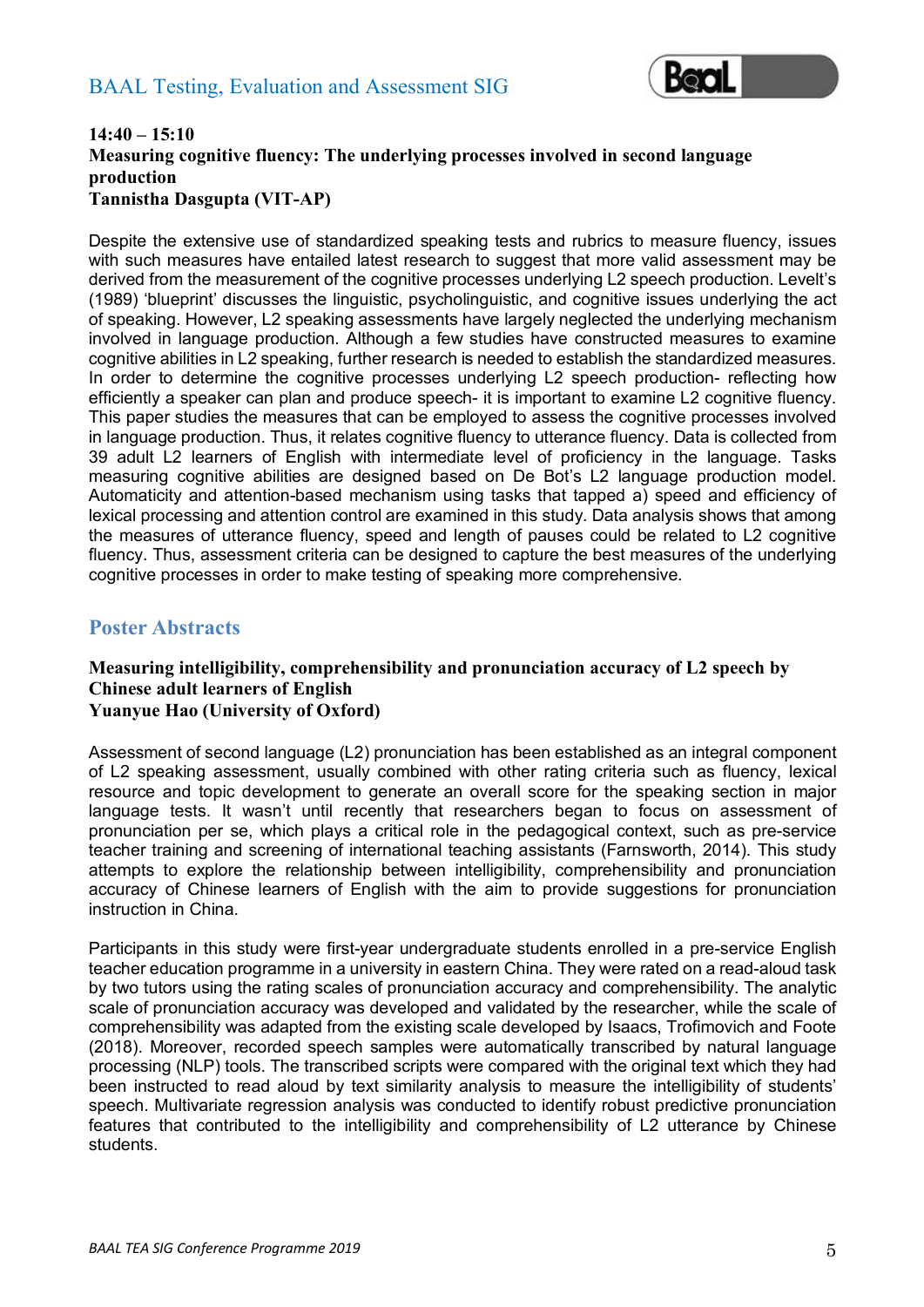**14:40 – 15:10**
**Measuring cognitive fluency: The underlying processes involved in second language production**
**Tannistha Dasgupta (VIT-AP)**

Despite the extensive use of standardized speaking tests and rubrics to measure fluency, issues with such measures have entailed latest research to suggest that more valid assessment may be derived from the measurement of the cognitive processes underlying L2 speech production. Levelt's (1989) 'blueprint' discusses the linguistic, psycholinguistic, and cognitive issues underlying the act of speaking. However, L2 speaking assessments have largely neglected the underlying mechanism involved in language production. Although a few studies have constructed measures to examine cognitive abilities in L2 speaking, further research is needed to establish the standardized measures. In order to determine the cognitive processes underlying L2 speech production- reflecting how efficiently a speaker can plan and produce speech- it is important to examine L2 cognitive fluency. This paper studies the measures that can be employed to assess the cognitive processes involved in language production. Thus, it relates cognitive fluency to utterance fluency. Data is collected from 39 adult L2 learners of English with intermediate level of proficiency in the language. Tasks measuring cognitive abilities are designed based on De Bot's L2 language production model. Automaticity and attention-based mechanism using tasks that tapped a) speed and efficiency of lexical processing and attention control are examined in this study. Data analysis shows that among the measures of utterance fluency, speed and length of pauses could be related to L2 cognitive fluency. Thus, assessment criteria can be designed to capture the best measures of the underlying cognitive processes in order to make testing of speaking more comprehensive.

## Poster Abstracts

**Measuring intelligibility, comprehensibility and pronunciation accuracy of L2 speech by Chinese adult learners of English**
**Yuanyue Hao (University of Oxford)**

Assessment of second language (L2) pronunciation has been established as an integral component of L2 speaking assessment, usually combined with other rating criteria such as fluency, lexical resource and topic development to generate an overall score for the speaking section in major language tests. It wasn't until recently that researchers began to focus on assessment of pronunciation per se, which plays a critical role in the pedagogical context, such as pre-service teacher training and screening of international teaching assistants (Farnsworth, 2014). This study attempts to explore the relationship between intelligibility, comprehensibility and pronunciation accuracy of Chinese learners of English with the aim to provide suggestions for pronunciation instruction in China.

Participants in this study were first-year undergraduate students enrolled in a pre-service English teacher education programme in a university in eastern China. They were rated on a read-aloud task by two tutors using the rating scales of pronunciation accuracy and comprehensibility. The analytic scale of pronunciation accuracy was developed and validated by the researcher, while the scale of comprehensibility was adapted from the existing scale developed by Isaacs, Trofimovich and Foote (2018). Moreover, recorded speech samples were automatically transcribed by natural language processing (NLP) tools. The transcribed scripts were compared with the original text which they had been instructed to read aloud by text similarity analysis to measure the intelligibility of students' speech. Multivariate regression analysis was conducted to identify robust predictive pronunciation features that contributed to the intelligibility and comprehensibility of L2 utterance by Chinese students.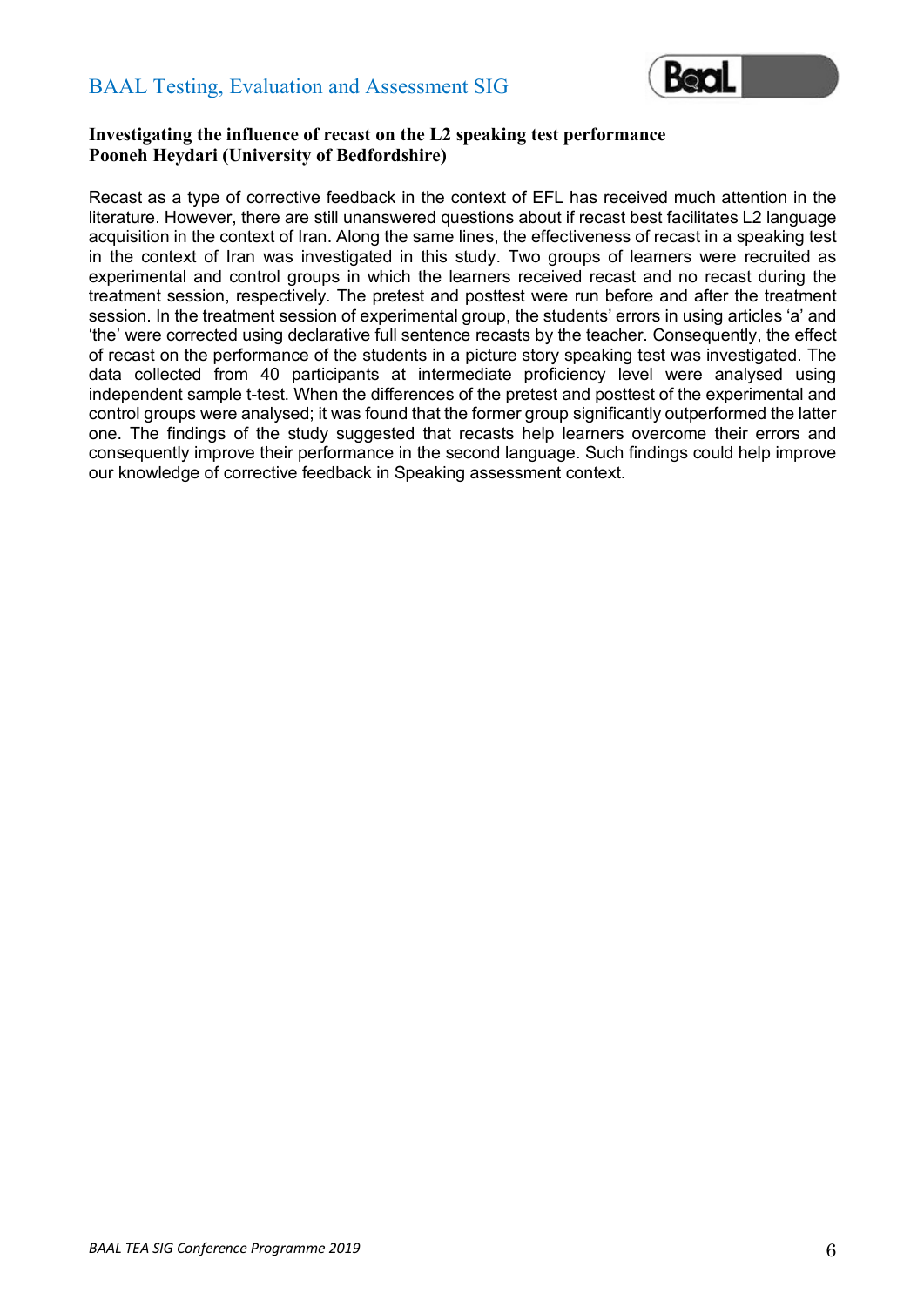**Investigating the influence of recast on the L2 speaking test performance**
**Pooneh Heydari (University of Bedfordshire)**

Recast as a type of corrective feedback in the context of EFL has received much attention in the literature. However, there are still unanswered questions about if recast best facilitates L2 language acquisition in the context of Iran. Along the same lines, the effectiveness of recast in a speaking test in the context of Iran was investigated in this study. Two groups of learners were recruited as experimental and control groups in which the learners received recast and no recast during the treatment session, respectively. The pretest and posttest were run before and after the treatment session. In the treatment session of experimental group, the students' errors in using articles 'a' and 'the' were corrected using declarative full sentence recasts by the teacher. Consequently, the effect of recast on the performance of the students in a picture story speaking test was investigated. The data collected from 40 participants at intermediate proficiency level were analysed using independent sample t-test. When the differences of the pretest and posttest of the experimental and control groups were analysed; it was found that the former group significantly outperformed the latter one. The findings of the study suggested that recasts help learners overcome their errors and consequently improve their performance in the second language. Such findings could help improve our knowledge of corrective feedback in Speaking assessment context.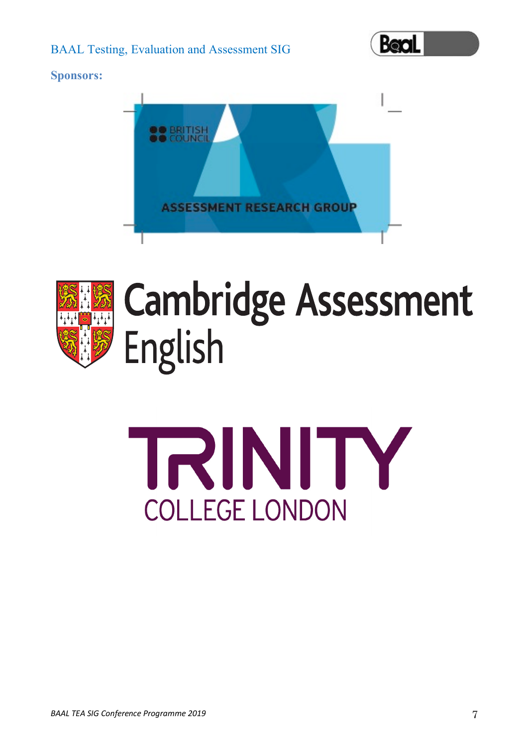**Sponsors:**

BRITISH COUNCIL

ASSESSMENT RESEARCH GROUP

Cambridge Assessment English

TRINITY COLLEGE LONDON